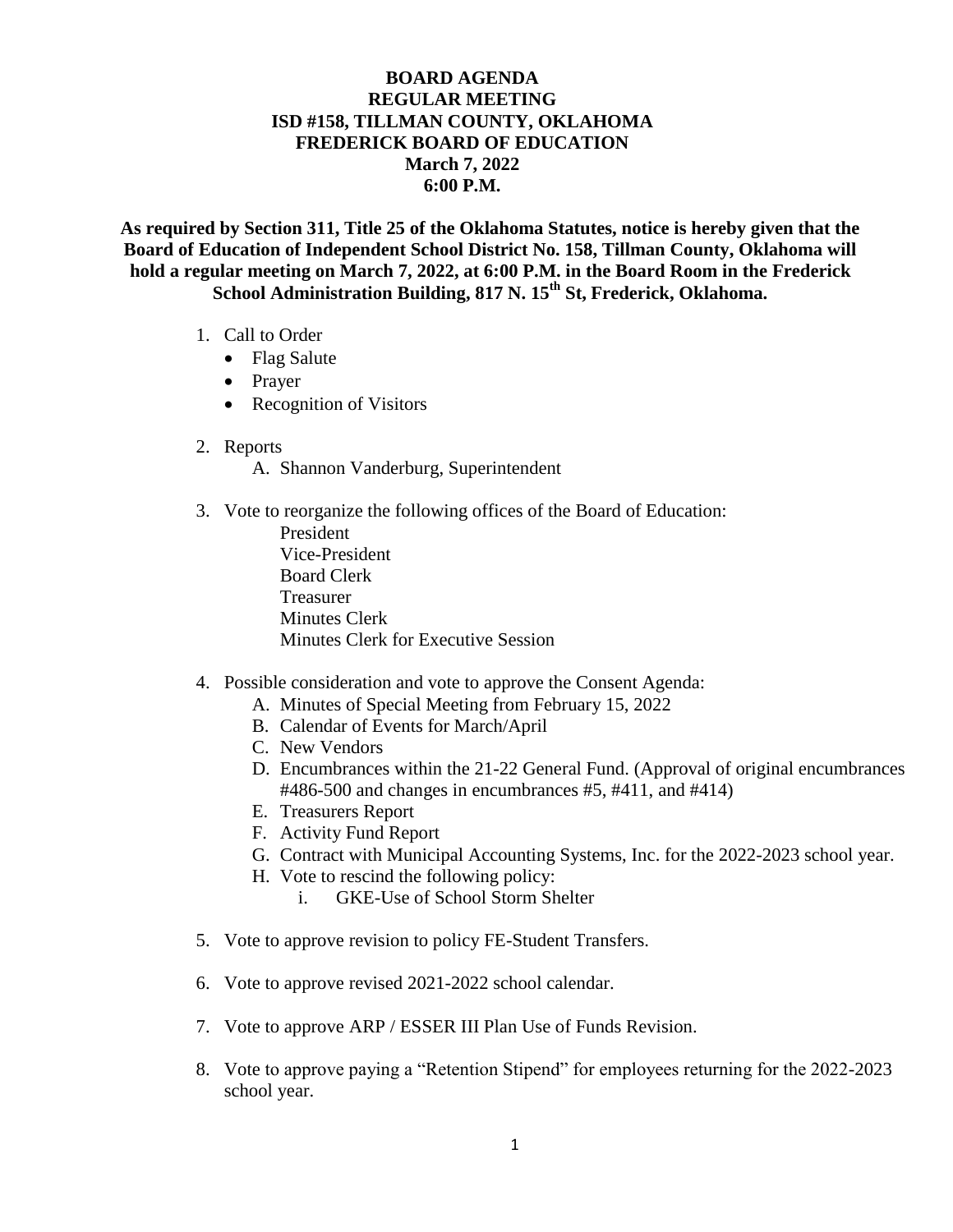**BOARD AGENDA**
**REGULAR MEETING**
**ISD #158, TILLMAN COUNTY, OKLAHOMA**
**FREDERICK BOARD OF EDUCATION**
**March 7, 2022**
**6:00 P.M.**

**As required by Section 311, Title 25 of the Oklahoma Statutes, notice is hereby given that the Board of Education of Independent School District No. 158, Tillman County, Oklahoma will hold a regular meeting on March 7, 2022, at 6:00 P.M. in the Board Room in the Frederick School Administration Building, 817 N. 15th St, Frederick, Oklahoma.**

1. Call to Order
   - Flag Salute
   - Prayer
   - Recognition of Visitors

2. Reports
   A. Shannon Vanderburg, Superintendent

3. Vote to reorganize the following offices of the Board of Education:
   President
   Vice-President
   Board Clerk
   Treasurer
   Minutes Clerk
   Minutes Clerk for Executive Session

4. Possible consideration and vote to approve the Consent Agenda:
   A. Minutes of Special Meeting from February 15, 2022
   B. Calendar of Events for March/April
   C. New Vendors
   D. Encumbrances within the 21-22 General Fund. (Approval of original encumbrances #486-500 and changes in encumbrances #5, #411, and #414)
   E. Treasurers Report
   F. Activity Fund Report
   G. Contract with Municipal Accounting Systems, Inc. for the 2022-2023 school year.
   H. Vote to rescind the following policy:
      i. GKE-Use of School Storm Shelter

5. Vote to approve revision to policy FE-Student Transfers.

6. Vote to approve revised 2021-2022 school calendar.

7. Vote to approve ARP / ESSER III Plan Use of Funds Revision.

8. Vote to approve paying a "Retention Stipend" for employees returning for the 2022-2023 school year.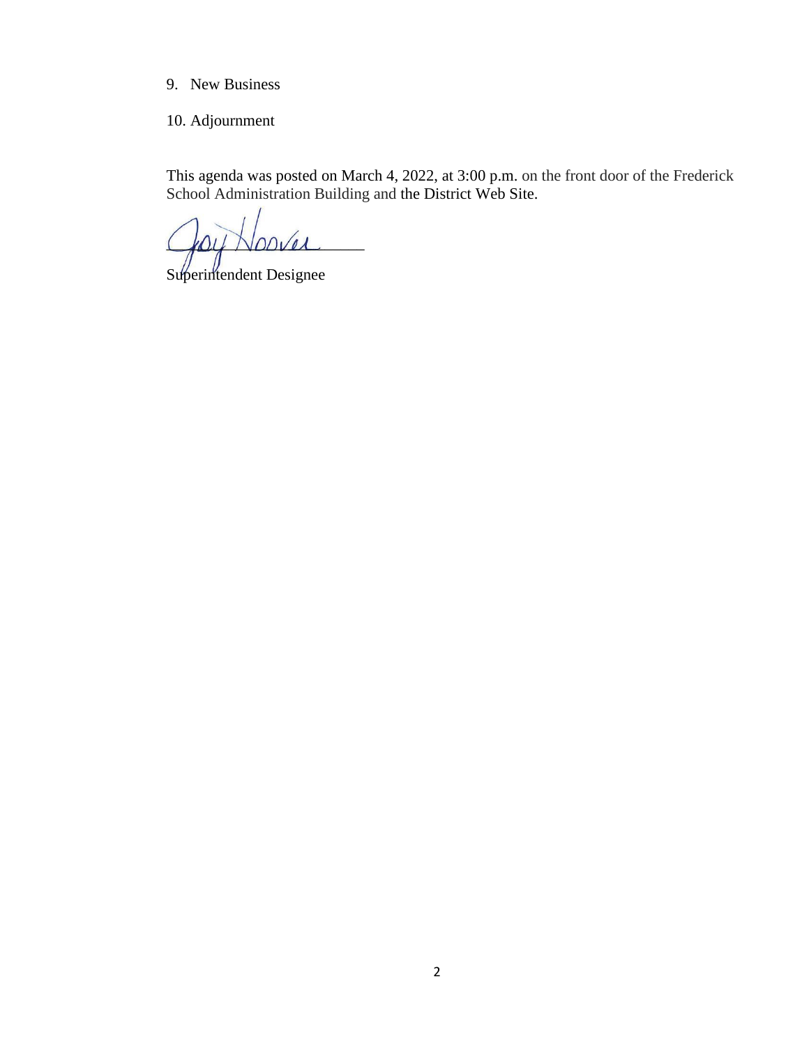9. New Business

10. Adjournment

This agenda was posted on March 4, 2022, at 3:00 p.m. on the front door of the Frederick School Administration Building and the District Web Site.

Joy Hoover
\_\_\_\_\_\_\_\_\_\_\_\_\_\_\_\_\_\_\_\_\_\_\_\_\_\_\_\_
Superintendent Designee